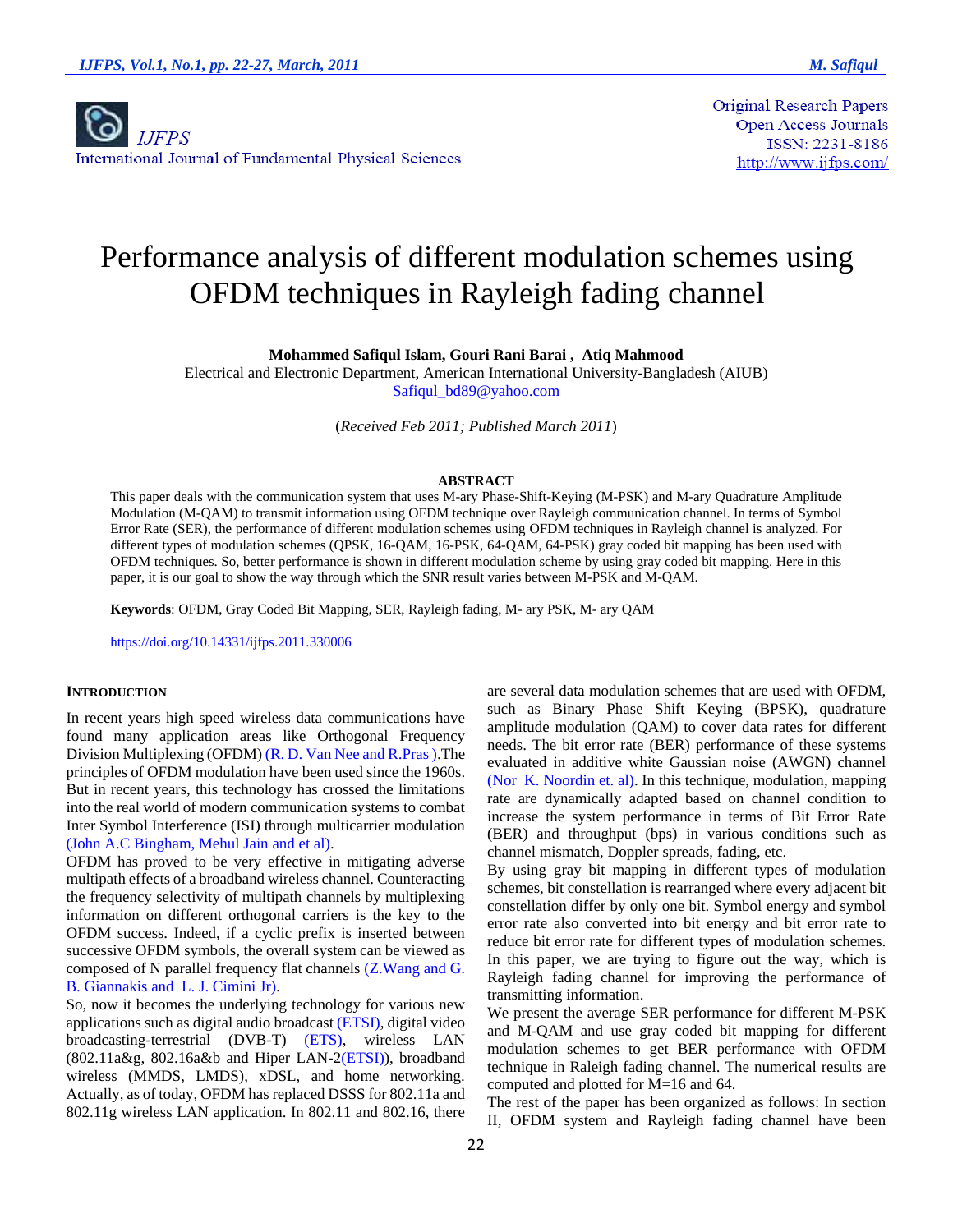IJFPS
International Journal of Fundamental Physical Sciences

Original Research Papers
Open Access Journals
ISSN: 2231-8186
http://www.ijfps.com/

# Performance analysis of different modulation schemes using OFDM techniques in Rayleigh fading channel

**Mohammed Safiqul Islam, Gouri Rani Barai , Atiq Mahmood**

Electrical and Electronic Department, American International University-Bangladesh (AIUB)
Safiqul_bd89@yahoo.com

(*Received Feb 2011; Published March 2011*)

### ABSTRACT

This paper deals with the communication system that uses M-ary Phase-Shift-Keying (M-PSK) and M-ary Quadrature Amplitude Modulation (M-QAM) to transmit information using OFDM technique over Rayleigh communication channel. In terms of Symbol Error Rate (SER), the performance of different modulation schemes using OFDM techniques in Rayleigh channel is analyzed. For different types of modulation schemes (QPSK, 16-QAM, 16-PSK, 64-QAM, 64-PSK) gray coded bit mapping has been used with OFDM techniques. So, better performance is shown in different modulation scheme by using gray coded bit mapping. Here in this paper, it is our goal to show the way through which the SNR result varies between M-PSK and M-QAM.

**Keywords**: OFDM, Gray Coded Bit Mapping, SER, Rayleigh fading, M- ary PSK, M- ary QAM

https://doi.org/10.14331/ijfps.2011.330006

## INTRODUCTION

In recent years high speed wireless data communications have found many application areas like Orthogonal Frequency Division Multiplexing (OFDM) (R. D. Van Nee and R.Pras ).The principles of OFDM modulation have been used since the 1960s. But in recent years, this technology has crossed the limitations into the real world of modern communication systems to combat Inter Symbol Interference (ISI) through multicarrier modulation (John A.C Bingham, Mehul Jain and et al).

OFDM has proved to be very effective in mitigating adverse multipath effects of a broadband wireless channel. Counteracting the frequency selectivity of multipath channels by multiplexing information on different orthogonal carriers is the key to the OFDM success. Indeed, if a cyclic prefix is inserted between successive OFDM symbols, the overall system can be viewed as composed of N parallel frequency flat channels (Z.Wang and G. B. Giannakis and L. J. Cimini Jr).

So, now it becomes the underlying technology for various new applications such as digital audio broadcast (ETSI), digital video broadcasting-terrestrial (DVB-T) (ETS), wireless LAN (802.11a&g, 802.16a&b and Hiper LAN-2(ETSI)), broadband wireless (MMDS, LMDS), xDSL, and home networking. Actually, as of today, OFDM has replaced DSSS for 802.11a and 802.11g wireless LAN application. In 802.11 and 802.16, there are several data modulation schemes that are used with OFDM, such as Binary Phase Shift Keying (BPSK), quadrature amplitude modulation (QAM) to cover data rates for different needs. The bit error rate (BER) performance of these systems evaluated in additive white Gaussian noise (AWGN) channel (Nor K. Noordin et. al). In this technique, modulation, mapping rate are dynamically adapted based on channel condition to increase the system performance in terms of Bit Error Rate (BER) and throughput (bps) in various conditions such as channel mismatch, Doppler spreads, fading, etc.

By using gray bit mapping in different types of modulation schemes, bit constellation is rearranged where every adjacent bit constellation differ by only one bit. Symbol energy and symbol error rate also converted into bit energy and bit error rate to reduce bit error rate for different types of modulation schemes. In this paper, we are trying to figure out the way, which is Rayleigh fading channel for improving the performance of transmitting information.

We present the average SER performance for different M-PSK and M-QAM and use gray coded bit mapping for different modulation schemes to get BER performance with OFDM technique in Raleigh fading channel. The numerical results are computed and plotted for M=16 and 64.

The rest of the paper has been organized as follows: In section II, OFDM system and Rayleigh fading channel have been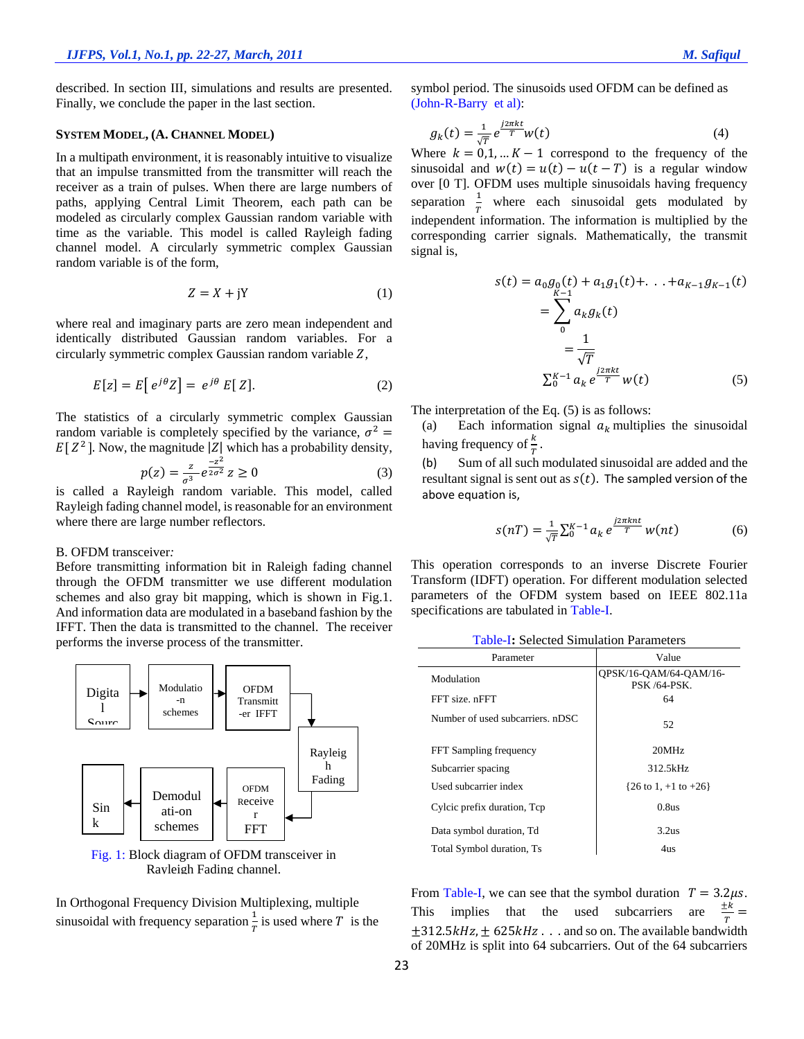described. In section III, simulations and results are presented. Finally, we conclude the paper in the last section.

## SYSTEM MODEL, (A. CHANNEL MODEL)

In a multipath environment, it is reasonably intuitive to visualize that an impulse transmitted from the transmitter will reach the receiver as a train of pulses. When there are large numbers of paths, applying Central Limit Theorem, each path can be modeled as circularly complex Gaussian random variable with time as the variable. This model is called Rayleigh fading channel model. A circularly symmetric complex Gaussian random variable is of the form,

$$Z = X + jY \tag{1}$$

where real and imaginary parts are zero mean independent and identically distributed Gaussian random variables. For a circularly symmetric complex Gaussian random variable $Z$,

$$E[z] = E[\, e^{j\theta} Z] = \, e^{j\theta} \, E[\, Z]. \tag{2}$$

The statistics of a circularly symmetric complex Gaussian random variable is completely specified by the variance, $\sigma^2 = E[\, Z^2\,]$. Now, the magnitude $|Z|$ which has a probability density,

$$p(z) = \frac{z}{\sigma^3} e^{\frac{-z^2}{2\sigma^2}} \, z \geq 0 \tag{3}$$

is called a Rayleigh random variable. This model, called Rayleigh fading channel model, is reasonable for an environment where there are large number reflectors.

B. OFDM transceiver*:*
Before transmitting information bit in Raleigh fading channel through the OFDM transmitter we use different modulation schemes and also gray bit mapping, which is shown in Fig.1. And information data are modulated in a baseband fashion by the IFFT. Then the data is transmitted to the channel. The receiver performs the inverse process of the transmitter.

Digita l Sourc | Modulatio-n schemes | OFDM Transmitt-er IFFT | Rayleigh Fading | OFDM Receiver FFT | Demodul ati-on schemes | Sin k

Fig. 1: Block diagram of OFDM transceiver in Rayleigh Fading channel.

In Orthogonal Frequency Division Multiplexing, multiple sinusoidal with frequency separation $\frac{1}{T}$ is used where $T$ is the symbol period. The sinusoids used OFDM can be defined as (John-R-Barry et al):

$$g_k(t) = \frac{1}{\sqrt{T}} e^{\frac{j2\pi kt}{T}} w(t) \tag{4}$$

Where $k = 0,1, \ldots K-1$ correspond to the frequency of the sinusoidal and $w(t) = u(t) - u(t-T)$ is a regular window over [0 T]. OFDM uses multiple sinusoidals having frequency separation $\frac{1}{T}$ where each sinusoidal gets modulated by independent information. The information is multiplied by the corresponding carrier signals. Mathematically, the transmit signal is,

$$s(t) = a_0 g_0(t) + a_1 g_1(t) + \ldots + a_{K-1} g_{K-1}(t)$$
$$= \sum_{0}^{K-1} a_k g_k(t)$$
$$= \frac{1}{\sqrt{T}} \sum_{0}^{K-1} a_k \, e^{\frac{j2\pi kt}{T}} w(t) \tag{5}$$

The interpretation of the Eq. (5) is as follows:

(a) Each information signal $a_k$ multiplies the sinusoidal having frequency of $\frac{k}{T}$.

(b) Sum of all such modulated sinusoidal are added and the resultant signal is sent out as $s(t)$. The sampled version of the above equation is,

$$s(nT) = \frac{1}{\sqrt{T}} \sum_{0}^{K-1} a_k \, e^{\frac{j2\pi knt}{T}} w(nt) \tag{6}$$

This operation corresponds to an inverse Discrete Fourier Transform (IDFT) operation. For different modulation selected parameters of the OFDM system based on IEEE 802.11a specifications are tabulated in Table-I.

Table-I: Selected Simulation Parameters

| Parameter | Value |
|---|---|
| Modulation | QPSK/16-QAM/64-QAM/16-PSK /64-PSK. |
| FFT size. nFFT | 64 |
| Number of used subcarriers. nDSC | 52 |
| FFT Sampling frequency | 20MHz |
| Subcarrier spacing | 312.5kHz |
| Used subcarrier index | {26 to 1, +1 to +26} |
| Cylcic prefix duration, Tcp | 0.8us |
| Data symbol duration, Td | 3.2us |
| Total Symbol duration, Ts | 4us |

From Table-I, we can see that the symbol duration $T = 3.2\mu s$. This implies that the used subcarriers are $\frac{\pm k}{T} = \pm 312.5kHz, \pm 625kHz$ . . . and so on. The available bandwidth of 20MHz is split into 64 subcarriers. Out of the 64 subcarriers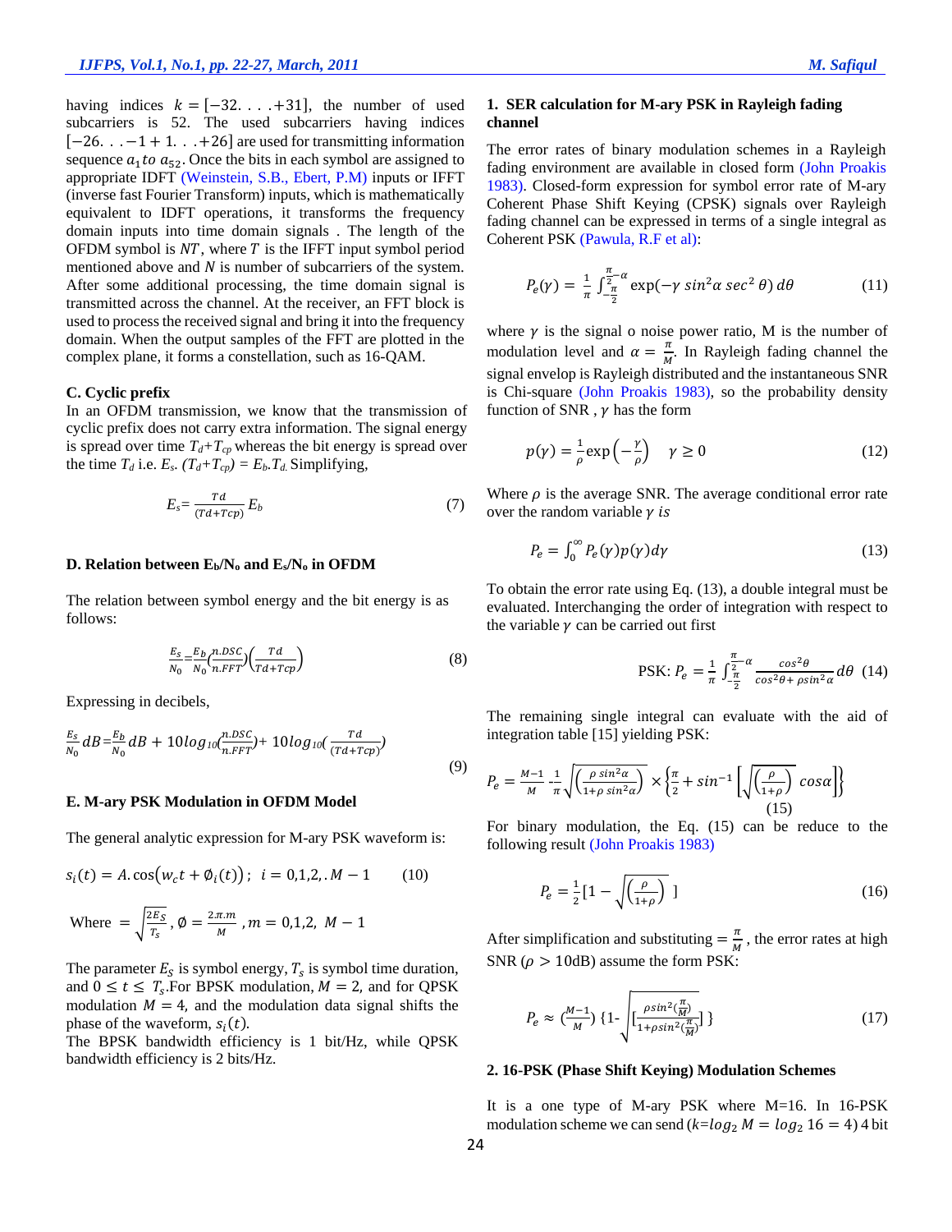having indices $k = [-32. . . . +31]$, the number of used subcarriers is 52. The used subcarriers having indices $[-26. . . -1 + 1. . . +26]$ are used for transmitting information sequence $a_1$ *to* $a_{52}$. Once the bits in each symbol are assigned to appropriate IDFT (Weinstein, S.B., Ebert, P.M) inputs or IFFT (inverse fast Fourier Transform) inputs, which is mathematically equivalent to IDFT operations, it transforms the frequency domain inputs into time domain signals . The length of the OFDM symbol is $NT$, where $T$ is the IFFT input symbol period mentioned above and $N$ is number of subcarriers of the system. After some additional processing, the time domain signal is transmitted across the channel. At the receiver, an FFT block is used to process the received signal and bring it into the frequency domain. When the output samples of the FFT are plotted in the complex plane, it forms a constellation, such as 16-QAM.

### C. Cyclic prefix

In an OFDM transmission, we know that the transmission of cyclic prefix does not carry extra information. The signal energy is spread over time $T_d+T_{cp}$ whereas the bit energy is spread over the time $T_d$ i.e. $E_s. (T_d+T_{cp}) = E_b.T_d.$ Simplifying,

$$E_s = \frac{Td}{(Td+Tcp)} E_b \tag{7}$$

### D. Relation between $E_b/N_o$ and $E_s/N_o$ in OFDM

The relation between symbol energy and the bit energy is as follows:

$$\frac{E_s}{N_0} = \frac{E_b}{N_0}\left(\frac{n.DSC}{n.FFT}\right)\left(\frac{Td}{Td+Tcp}\right) \tag{8}$$

Expressing in decibels,

$$\frac{E_s}{N_0} dB = \frac{E_b}{N_0} dB + 10log_{10}\left(\frac{n.DSC}{n.FFT}\right) + 10log_{10}\left(\frac{Td}{(Td+Tcp)}\right) \tag{9}$$

### E. M-ary PSK Modulation in OFDM Model

The general analytic expression for M-ary PSK waveform is:

$$s_i(t) = A.\cos\left(w_c t + \emptyset_i(t)\right); \quad i = 0,1,2,. M-1 \tag{10}$$

Where $= \sqrt{\frac{2E_S}{T_s}}, \emptyset = \frac{2.\pi.m}{M}, m = 0,1,2, \ M-1$

The parameter $E_S$ is symbol energy, $T_s$ is symbol time duration, and $0 \leq t \leq T_s$.For BPSK modulation, $M = 2$, and for QPSK modulation $M = 4$, and the modulation data signal shifts the phase of the waveform, $s_i(t)$.

The BPSK bandwidth efficiency is 1 bit/Hz, while QPSK bandwidth efficiency is 2 bits/Hz.

### 1. SER calculation for M-ary PSK in Rayleigh fading channel

The error rates of binary modulation schemes in a Rayleigh fading environment are available in closed form (John Proakis 1983). Closed-form expression for symbol error rate of M-ary Coherent Phase Shift Keying (CPSK) signals over Rayleigh fading channel can be expressed in terms of a single integral as Coherent PSK (Pawula, R.F et al):

$$P_e(\gamma) = \frac{1}{\pi}\int_{-\frac{\pi}{2}}^{\frac{\pi}{2}-\alpha} \exp(-\gamma \sin^2\alpha \sec^2\theta)\, d\theta \tag{11}$$

where $\gamma$ is the signal o noise power ratio, M is the number of modulation level and $\alpha = \frac{\pi}{M}$. In Rayleigh fading channel the signal envelop is Rayleigh distributed and the instantaneous SNR is Chi-square (John Proakis 1983), so the probability density function of SNR , $\gamma$ has the form

$$p(\gamma) = \frac{1}{\rho}\exp\left(-\frac{\gamma}{\rho}\right) \quad \gamma \geq 0 \tag{12}$$

Where $\rho$ is the average SNR. The average conditional error rate over the random variable $\gamma$ *is*

$$P_e = \int_0^{\infty} P_e(\gamma)p(\gamma)d\gamma \tag{13}$$

To obtain the error rate using Eq. (13), a double integral must be evaluated. Interchanging the order of integration with respect to the variable $\gamma$ can be carried out first

$$\text{PSK: } P_e = \frac{1}{\pi}\int_{-\frac{\pi}{2}}^{\frac{\pi}{2}-\alpha} \frac{\cos^2\theta}{\cos^2\theta + \rho \sin^2\alpha} d\theta \tag{14}$$

The remaining single integral can evaluate with the aid of integration table [15] yielding PSK:

$$P_e = \frac{M-1}{M} - \frac{1}{\pi}\sqrt{\left(\frac{\rho \sin^2\alpha}{1+\rho \sin^2\alpha}\right)} \times \left\{\frac{\pi}{2} + \sin^{-1}\left[\sqrt{\left(\frac{\rho}{1+\rho}\right)} \cos\alpha\right]\right\} \tag{15}$$

For binary modulation, the Eq. (15) can be reduce to the following result (John Proakis 1983)

$$P_e = \frac{1}{2}\left[1 - \sqrt{\left(\frac{\rho}{1+\rho}\right)}\ \right] \tag{16}$$

After simplification and substituting $= \frac{\pi}{M}$, the error rates at high SNR ($\rho > 10$dB) assume the form PSK:

$$P_e \approx \left(\frac{M-1}{M}\right)\left\{1- \sqrt{\left[\frac{\rho \sin^2(\frac{\pi}{M})}{1+\rho \sin^2(\frac{\pi}{M})}\right]}\right\} \tag{17}$$

### 2. 16-PSK (Phase Shift Keying) Modulation Schemes

It is a one type of M-ary PSK where M=16. In 16-PSK modulation scheme we can send ($k = log_2 M = log_2 16 = 4$) 4 bit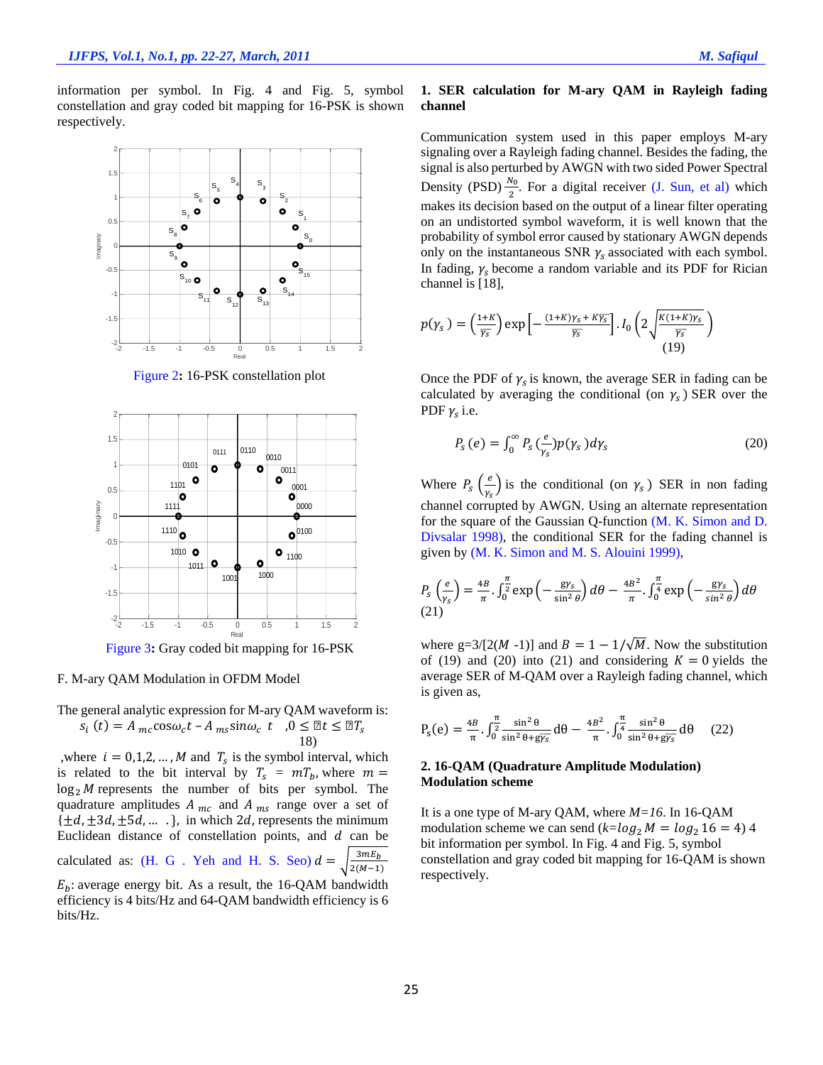information per symbol. In Fig. 4 and Fig. 5, symbol constellation and gray coded bit mapping for 16-PSK is shown respectively.

Figure 2: 16-PSK constellation plot

Figure 3: Gray coded bit mapping for 16-PSK

F. M-ary QAM Modulation in OFDM Model

The general analytic expression for M-ary QAM waveform is:

$$s_i(t) = A_{mc}\cos\omega_c t - A_{ms}\sin\omega_c t \quad ,0 \le t \le T_s \tag{18}$$

,where $i = 0,1,2,\dots,M$ and $T_s$ is the symbol interval, which is related to the bit interval by $T_s = mT_b$, where $m = \log_2 M$ represents the number of bits per symbol. The quadrature amplitudes $A_{mc}$ and $A_{ms}$ range over a set of $\{\pm d, \pm 3d, \pm 5d, \dots\}$, in which $2d$, represents the minimum Euclidean distance of constellation points, and $d$ can be calculated as: (H. G . Yeh and H. S. Seo) $d = \sqrt{\frac{3mE_b}{2(M-1)}}$

$E_b$: average energy bit. As a result, the 16-QAM bandwidth efficiency is 4 bits/Hz and 64-QAM bandwidth efficiency is 6 bits/Hz.

**1. SER calculation for M-ary QAM in Rayleigh fading channel**

Communication system used in this paper employs M-ary signaling over a Rayleigh fading channel. Besides the fading, the signal is also perturbed by AWGN with two sided Power Spectral Density (PSD) $\frac{N_0}{2}$. For a digital receiver (J. Sun, et al) which makes its decision based on the output of a linear filter operating on an undistorted symbol waveform, it is well known that the probability of symbol error caused by stationary AWGN depends only on the instantaneous SNR $\gamma_s$ associated with each symbol. In fading, $\gamma_s$ become a random variable and its PDF for Rician channel is [18],

$$p(\gamma_s) = \left(\frac{1+K}{\overline{\gamma_s}}\right)\exp\left[-\frac{(1+K)\gamma_s + K\overline{\gamma_s}}{\overline{\gamma_s}}\right].I_0\left(2\sqrt{\frac{K(1+K)\gamma_s}{\overline{\gamma_s}}}\right) \tag{19}$$

Once the PDF of $\gamma_s$ is known, the average SER in fading can be calculated by averaging the conditional (on $\gamma_s$) SER over the PDF $\gamma_s$ i.e.

$$P_s(e) = \int_0^\infty P_s\left(\frac{e}{\gamma_s}\right)p(\gamma_s)\,d\gamma_s \tag{20}$$

Where $P_s\left(\frac{e}{\gamma_s}\right)$ is the conditional (on $\gamma_s$) SER in non fading channel corrupted by AWGN. Using an alternate representation for the square of the Gaussian Q-function (M. K. Simon and D. Divsalar 1998), the conditional SER for the fading channel is given by (M. K. Simon and M. S. Alouini 1999),

$$P_s\left(\frac{e}{\gamma_s}\right) = \frac{4B}{\pi}.\int_0^{\frac{\pi}{2}}\exp\left(-\frac{g\gamma_s}{\sin^2\theta}\right)d\theta - \frac{4B^2}{\pi}.\int_0^{\frac{\pi}{4}}\exp\left(-\frac{g\gamma_s}{\sin^2\theta}\right)d\theta \tag{21}$$

where g=3/[2($M$ -1)] and $B = 1 - 1/\sqrt{M}$. Now the substitution of (19) and (20) into (21) and considering $K = 0$ yields the average SER of M-QAM over a Rayleigh fading channel, which is given as,

$$P_s(e) = \frac{4B}{\pi}.\int_0^{\frac{\pi}{2}}\frac{\sin^2\theta}{\sin^2\theta + g\overline{\gamma_s}}d\theta - \frac{4B^2}{\pi}.\int_0^{\frac{\pi}{4}}\frac{\sin^2\theta}{\sin^2\theta + g\overline{\gamma_s}}d\theta \tag{22}$$

**2. 16-QAM (Quadrature Amplitude Modulation) Modulation scheme**

It is a one type of M-ary QAM, where $M=16$. In 16-QAM modulation scheme we can send ($k = \log_2 M = \log_2 16 = 4$) 4 bit information per symbol. In Fig. 4 and Fig. 5, symbol constellation and gray coded bit mapping for 16-QAM is shown respectively.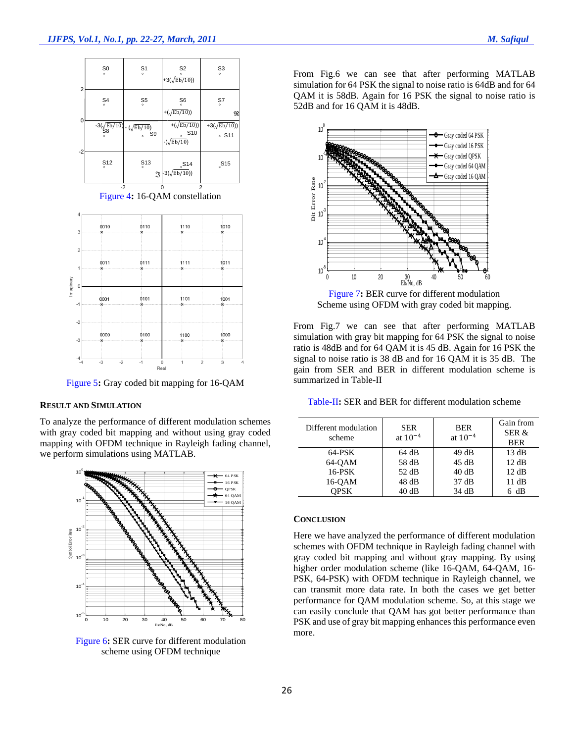Figure 4: 16-QAM constellation

Figure 5: Gray coded bit mapping for 16-QAM

### RESULT AND SIMULATION

To analyze the performance of different modulation schemes with gray coded bit mapping and without using gray coded mapping with OFDM technique in Rayleigh fading channel, we perform simulations using MATLAB.

Figure 6: SER curve for different modulation scheme using OFDM technique

From Fig.6 we can see that after performing MATLAB simulation for 64 PSK the signal to noise ratio is 64dB and for 64 QAM it is 58dB. Again for 16 PSK the signal to noise ratio is 52dB and for 16 QAM it is 48dB.

Figure 7: BER curve for different modulation Scheme using OFDM with gray coded bit mapping.

From Fig.7 we can see that after performing MATLAB simulation with gray bit mapping for 64 PSK the signal to noise ratio is 48dB and for 64 QAM it is 45 dB. Again for 16 PSK the signal to noise ratio is 38 dB and for 16 QAM it is 35 dB. The gain from SER and BER in different modulation scheme is summarized in Table-II

Table-II: SER and BER for different modulation scheme

| Different modulation scheme | SER at $10^{-4}$ | BER at $10^{-4}$ | Gain from SER & BER |
|---|---|---|---|
| 64-PSK | 64 dB | 49 dB | 13 dB |
| 64-QAM | 58 dB | 45 dB | 12 dB |
| 16-PSK | 52 dB | 40 dB | 12 dB |
| 16-QAM | 48 dB | 37 dB | 11 dB |
| QPSK | 40 dB | 34 dB | 6 dB |

### CONCLUSION

Here we have analyzed the performance of different modulation schemes with OFDM technique in Rayleigh fading channel with gray coded bit mapping and without gray mapping. By using higher order modulation scheme (like 16-QAM, 64-QAM, 16-PSK, 64-PSK) with OFDM technique in Rayleigh channel, we can transmit more data rate. In both the cases we get better performance for QAM modulation scheme. So, at this stage we can easily conclude that QAM has got better performance than PSK and use of gray bit mapping enhances this performance even more.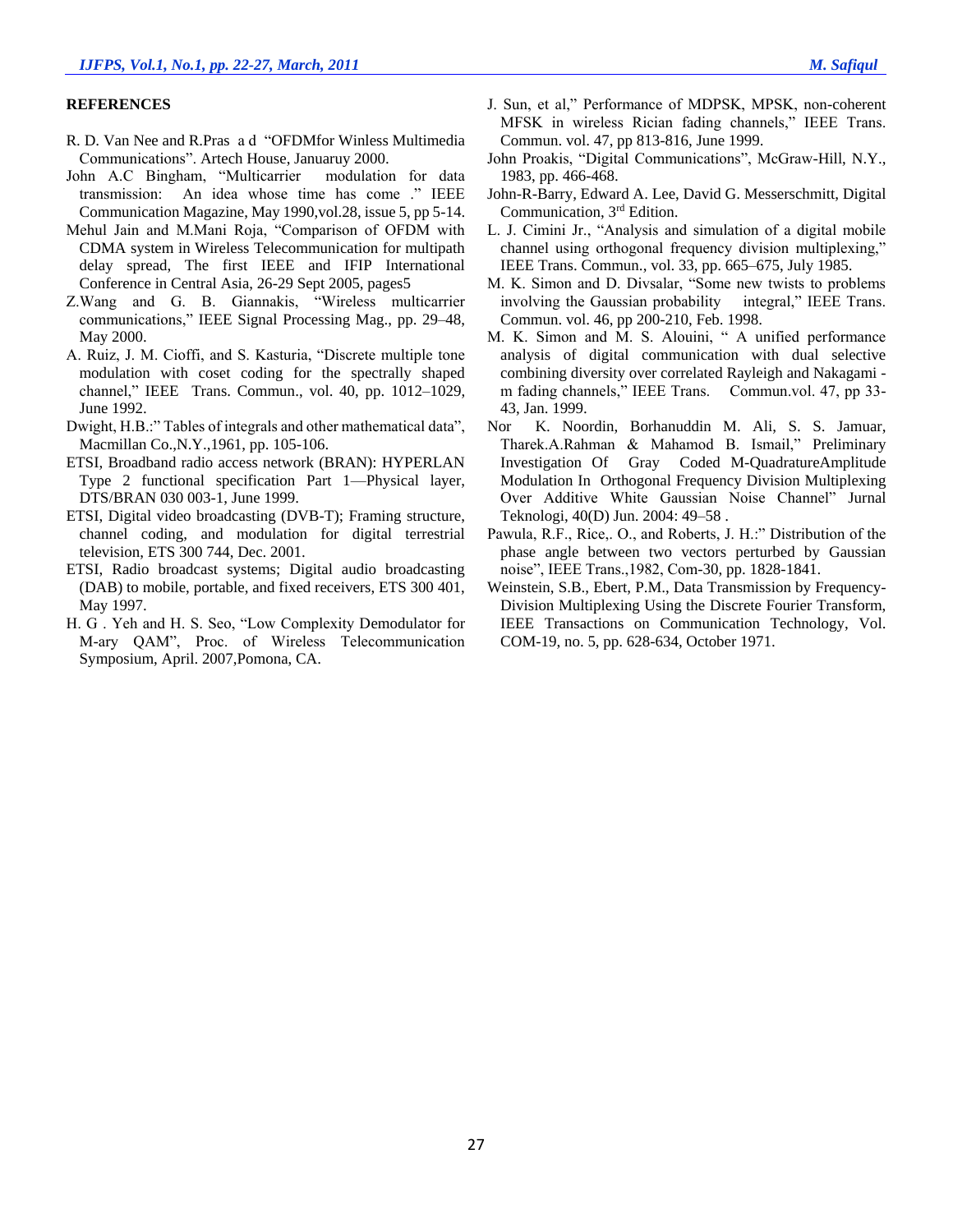## REFERENCES

R. D. Van Nee and R.Pras a d "OFDMfor Winless Multimedia Communications". Artech House, Januaruy 2000.

John A.C Bingham, "Multicarrier modulation for data transmission: An idea whose time has come ." IEEE Communication Magazine, May 1990,vol.28, issue 5, pp 5-14.

Mehul Jain and M.Mani Roja, "Comparison of OFDM with CDMA system in Wireless Telecommunication for multipath delay spread, The first IEEE and IFIP International Conference in Central Asia, 26-29 Sept 2005, pages5

Z.Wang and G. B. Giannakis, "Wireless multicarrier communications," IEEE Signal Processing Mag., pp. 29–48, May 2000.

A. Ruiz, J. M. Cioffi, and S. Kasturia, "Discrete multiple tone modulation with coset coding for the spectrally shaped channel," IEEE Trans. Commun., vol. 40, pp. 1012–1029, June 1992.

Dwight, H.B.:" Tables of integrals and other mathematical data", Macmillan Co.,N.Y.,1961, pp. 105-106.

ETSI, Broadband radio access network (BRAN): HYPERLAN Type 2 functional specification Part 1—Physical layer, DTS/BRAN 030 003-1, June 1999.

ETSI, Digital video broadcasting (DVB-T); Framing structure, channel coding, and modulation for digital terrestrial television, ETS 300 744, Dec. 2001.

ETSI, Radio broadcast systems; Digital audio broadcasting (DAB) to mobile, portable, and fixed receivers, ETS 300 401, May 1997.

H. G . Yeh and H. S. Seo, "Low Complexity Demodulator for M-ary QAM", Proc. of Wireless Telecommunication Symposium, April. 2007,Pomona, CA.

J. Sun, et al," Performance of MDPSK, MPSK, non-coherent MFSK in wireless Rician fading channels," IEEE Trans. Commun. vol. 47, pp 813-816, June 1999.

John Proakis, "Digital Communications", McGraw-Hill, N.Y., 1983, pp. 466-468.

John-R-Barry, Edward A. Lee, David G. Messerschmitt, Digital Communication, 3rd Edition.

L. J. Cimini Jr., "Analysis and simulation of a digital mobile channel using orthogonal frequency division multiplexing," IEEE Trans. Commun., vol. 33, pp. 665–675, July 1985.

M. K. Simon and D. Divsalar, "Some new twists to problems involving the Gaussian probability integral," IEEE Trans. Commun. vol. 46, pp 200-210, Feb. 1998.

M. K. Simon and M. S. Alouini, " A unified performance analysis of digital communication with dual selective combining diversity over correlated Rayleigh and Nakagami - m fading channels," IEEE Trans. Commun.vol. 47, pp 33-43, Jan. 1999.

Nor K. Noordin, Borhanuddin M. Ali, S. S. Jamuar, Tharek.A.Rahman & Mahamod B. Ismail," Preliminary Investigation Of Gray Coded M-QuadratureAmplitude Modulation In Orthogonal Frequency Division Multiplexing Over Additive White Gaussian Noise Channel" Jurnal Teknologi, 40(D) Jun. 2004: 49–58 .

Pawula, R.F., Rice,. O., and Roberts, J. H.:" Distribution of the phase angle between two vectors perturbed by Gaussian noise", IEEE Trans.,1982, Com-30, pp. 1828-1841.

Weinstein, S.B., Ebert, P.M., Data Transmission by Frequency-Division Multiplexing Using the Discrete Fourier Transform, IEEE Transactions on Communication Technology, Vol. COM-19, no. 5, pp. 628-634, October 1971.